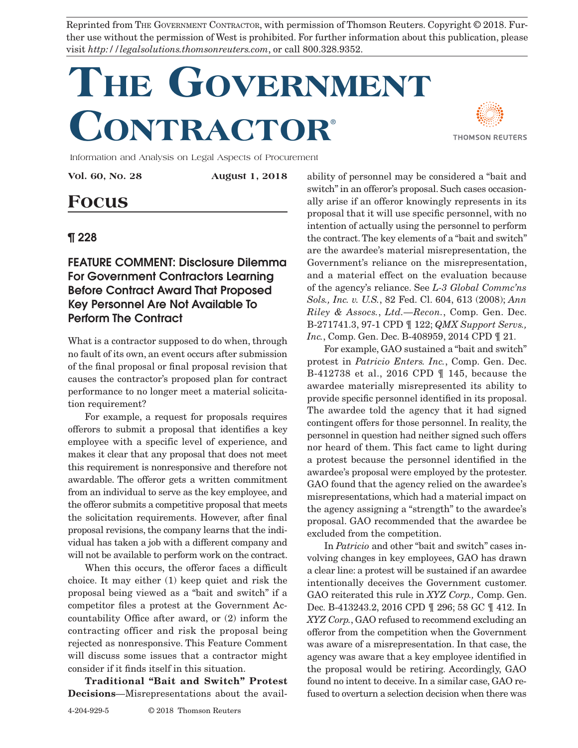Reprinted from The Government Contractor, with permission of Thomson Reuters. Copyright © 2018. Further use without the permission of West is prohibited. For further information about this publication, please visit *http://legalsolutions.thomsonreuters.com*, or call 800.328.9352.

# The Government Contractor®

Information and Analysis on Legal Aspects of Procurement

**Vol. 60, No. 28** **August 1, 2018**

## Focus

### ¶ 228

### FEATURE COMMENT: Disclosure Dilemma For Government Contractors Learning Before Contract Award That Proposed Key Personnel Are Not Available To Perform The Contract

What is a contractor supposed to do when, through no fault of its own, an event occurs after submission of the final proposal or final proposal revision that causes the contractor's proposed plan for contract performance to no longer meet a material solicitation requirement?

For example, a request for proposals requires offerors to submit a proposal that identifies a key employee with a specific level of experience, and makes it clear that any proposal that does not meet this requirement is nonresponsive and therefore not awardable. The offeror gets a written commitment from an individual to serve as the key employee, and the offeror submits a competitive proposal that meets the solicitation requirements. However, after final proposal revisions, the company learns that the individual has taken a job with a different company and will not be available to perform work on the contract.

When this occurs, the offeror faces a difficult choice. It may either (1) keep quiet and risk the proposal being viewed as a "bait and switch" if a competitor files a protest at the Government Accountability Office after award, or (2) inform the contracting officer and risk the proposal being rejected as nonresponsive. This Feature Comment will discuss some issues that a contractor might consider if it finds itself in this situation.

**Traditional "Bait and Switch" Protest Decisions**—Misrepresentations about the availability of personnel may be considered a "bait and switch" in an offeror's proposal. Such cases occasionally arise if an offeror knowingly represents in its proposal that it will use specific personnel, with no intention of actually using the personnel to perform the contract. The key elements of a "bait and switch" are the awardee's material misrepresentation, the Government's reliance on the misrepresentation, and a material effect on the evaluation because of the agency's reliance. See *L-3 Global Commc'ns Sols., Inc. v. U.S.*, 82 Fed. Cl. 604, 613 (2008); *Ann Riley & Assocs., Ltd.—Recon.*, Comp. Gen. Dec. B-271741.3, 97-1 CPD ¶ 122; *QMX Support Servs., Inc.*, Comp. Gen. Dec. B-408959, 2014 CPD ¶ 21.

For example, GAO sustained a "bait and switch" protest in *Patricio Enters. Inc.*, Comp. Gen. Dec. B-412738 et al., 2016 CPD ¶ 145, because the awardee materially misrepresented its ability to provide specific personnel identified in its proposal. The awardee told the agency that it had signed contingent offers for those personnel. In reality, the personnel in question had neither signed such offers nor heard of them. This fact came to light during a protest because the personnel identified in the awardee's proposal were employed by the protester. GAO found that the agency relied on the awardee's misrepresentations, which had a material impact on the agency assigning a "strength" to the awardee's proposal. GAO recommended that the awardee be excluded from the competition.

In *Patricio* and other "bait and switch" cases involving changes in key employees, GAO has drawn a clear line: a protest will be sustained if an awardee intentionally deceives the Government customer. GAO reiterated this rule in *XYZ Corp.,* Comp. Gen. Dec. B-413243.2, 2016 CPD ¶ 296; 58 GC ¶ 412. In *XYZ Corp.*, GAO refused to recommend excluding an offeror from the competition when the Government was aware of a misrepresentation. In that case, the agency was aware that a key employee identified in the proposal would be retiring. Accordingly, GAO found no intent to deceive. In a similar case, GAO refused to overturn a selection decision when there was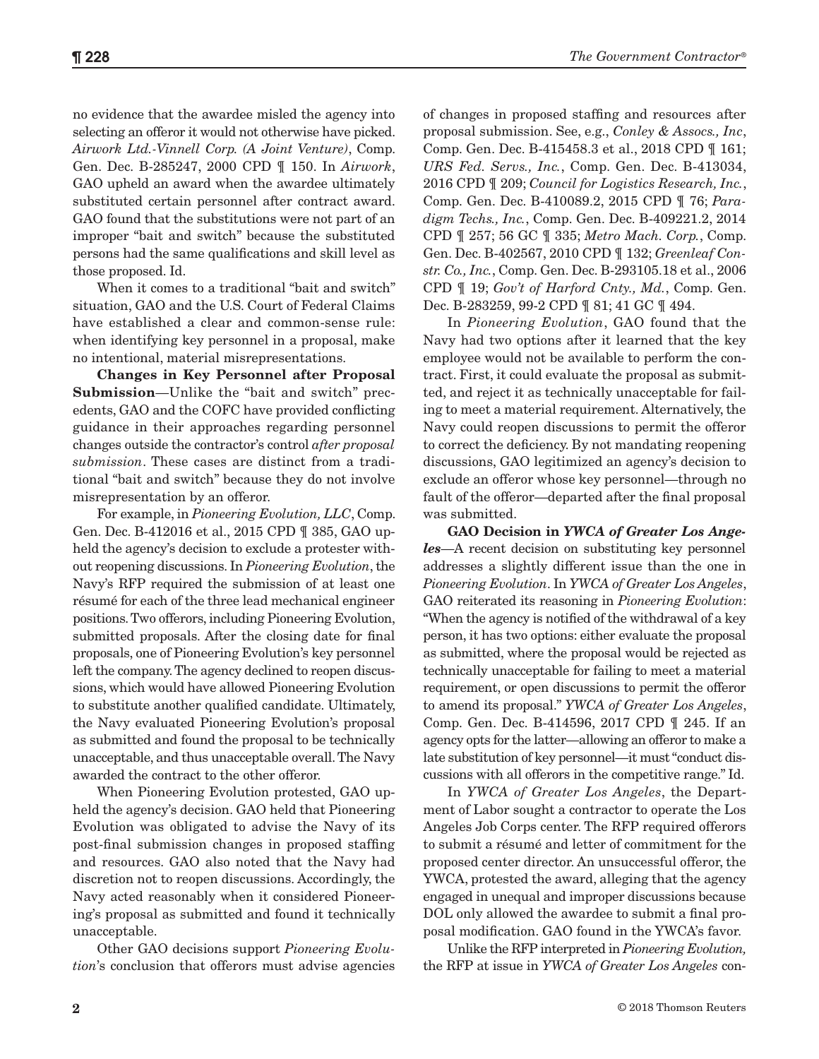no evidence that the awardee misled the agency into selecting an offeror it would not otherwise have picked. *Airwork Ltd.-Vinnell Corp. (A Joint Venture)*, Comp. Gen. Dec. B-285247, 2000 CPD ¶ 150. In *Airwork*, GAO upheld an award when the awardee ultimately substituted certain personnel after contract award. GAO found that the substitutions were not part of an improper "bait and switch" because the substituted persons had the same qualifications and skill level as those proposed. Id.

When it comes to a traditional "bait and switch" situation, GAO and the U.S. Court of Federal Claims have established a clear and common-sense rule: when identifying key personnel in a proposal, make no intentional, material misrepresentations.

**Changes in Key Personnel after Proposal Submission**—Unlike the "bait and switch" precedents, GAO and the COFC have provided conflicting guidance in their approaches regarding personnel changes outside the contractor's control *after proposal submission*. These cases are distinct from a traditional "bait and switch" because they do not involve misrepresentation by an offeror.

For example, in *Pioneering Evolution, LLC*, Comp. Gen. Dec. B-412016 et al., 2015 CPD ¶ 385, GAO upheld the agency's decision to exclude a protester without reopening discussions. In *Pioneering Evolution*, the Navy's RFP required the submission of at least one résumé for each of the three lead mechanical engineer positions. Two offerors, including Pioneering Evolution, submitted proposals. After the closing date for final proposals, one of Pioneering Evolution's key personnel left the company. The agency declined to reopen discussions, which would have allowed Pioneering Evolution to substitute another qualified candidate. Ultimately, the Navy evaluated Pioneering Evolution's proposal as submitted and found the proposal to be technically unacceptable, and thus unacceptable overall. The Navy awarded the contract to the other offeror.

When Pioneering Evolution protested, GAO upheld the agency's decision. GAO held that Pioneering Evolution was obligated to advise the Navy of its post-final submission changes in proposed staffing and resources. GAO also noted that the Navy had discretion not to reopen discussions. Accordingly, the Navy acted reasonably when it considered Pioneering's proposal as submitted and found it technically unacceptable.

Other GAO decisions support *Pioneering Evolution*'s conclusion that offerors must advise agencies of changes in proposed staffing and resources after proposal submission. See, e.g., *Conley & Assocs., Inc*, Comp. Gen. Dec. B-415458.3 et al., 2018 CPD ¶ 161; *URS Fed. Servs., Inc.*, Comp. Gen. Dec. B-413034, 2016 CPD ¶ 209; *Council for Logistics Research, Inc.*, Comp. Gen. Dec. B-410089.2, 2015 CPD ¶ 76; *Paradigm Techs., Inc.*, Comp. Gen. Dec. B-409221.2, 2014 CPD ¶ 257; 56 GC ¶ 335; *Metro Mach. Corp.*, Comp. Gen. Dec. B-402567, 2010 CPD ¶ 132; *Greenleaf Constr. Co., Inc.*, Comp. Gen. Dec. B-293105.18 et al., 2006 CPD ¶ 19; *Gov't of Harford Cnty., Md.*, Comp. Gen. Dec. B-283259, 99-2 CPD ¶ 81; 41 GC ¶ 494.

In *Pioneering Evolution*, GAO found that the Navy had two options after it learned that the key employee would not be available to perform the contract. First, it could evaluate the proposal as submitted, and reject it as technically unacceptable for failing to meet a material requirement. Alternatively, the Navy could reopen discussions to permit the offeror to correct the deficiency. By not mandating reopening discussions, GAO legitimized an agency's decision to exclude an offeror whose key personnel—through no fault of the offeror—departed after the final proposal was submitted.

***GAO Decision in YWCA of Greater Los Angeles***—A recent decision on substituting key personnel addresses a slightly different issue than the one in *Pioneering Evolution*. In *YWCA of Greater Los Angeles*, GAO reiterated its reasoning in *Pioneering Evolution*: "When the agency is notified of the withdrawal of a key person, it has two options: either evaluate the proposal as submitted, where the proposal would be rejected as technically unacceptable for failing to meet a material requirement, or open discussions to permit the offeror to amend its proposal." *YWCA of Greater Los Angeles*, Comp. Gen. Dec. B-414596, 2017 CPD ¶ 245. If an agency opts for the latter—allowing an offeror to make a late substitution of key personnel—it must "conduct discussions with all offerors in the competitive range." Id.

In *YWCA of Greater Los Angeles*, the Department of Labor sought a contractor to operate the Los Angeles Job Corps center. The RFP required offerors to submit a résumé and letter of commitment for the proposed center director. An unsuccessful offeror, the YWCA, protested the award, alleging that the agency engaged in unequal and improper discussions because DOL only allowed the awardee to submit a final proposal modification. GAO found in the YWCA's favor.

Unlike the RFP interpreted in *Pioneering Evolution,* the RFP at issue in *YWCA of Greater Los Angeles* con-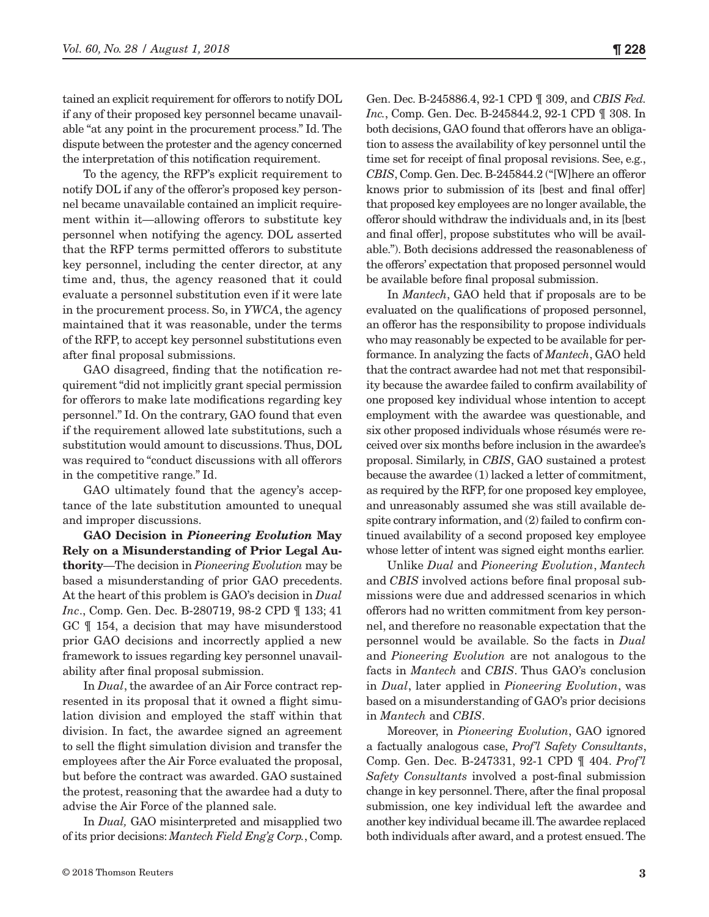tained an explicit requirement for offerors to notify DOL if any of their proposed key personnel became unavailable "at any point in the procurement process." Id. The dispute between the protester and the agency concerned the interpretation of this notification requirement.

To the agency, the RFP's explicit requirement to notify DOL if any of the offeror's proposed key personnel became unavailable contained an implicit requirement within it—allowing offerors to substitute key personnel when notifying the agency. DOL asserted that the RFP terms permitted offerors to substitute key personnel, including the center director, at any time and, thus, the agency reasoned that it could evaluate a personnel substitution even if it were late in the procurement process. So, in *YWCA*, the agency maintained that it was reasonable, under the terms of the RFP, to accept key personnel substitutions even after final proposal submissions.

GAO disagreed, finding that the notification requirement "did not implicitly grant special permission for offerors to make late modifications regarding key personnel." Id. On the contrary, GAO found that even if the requirement allowed late substitutions, such a substitution would amount to discussions. Thus, DOL was required to "conduct discussions with all offerors in the competitive range." Id.

GAO ultimately found that the agency's acceptance of the late substitution amounted to unequal and improper discussions.

**GAO Decision in *Pioneering Evolution* May Rely on a Misunderstanding of Prior Legal Authority**—The decision in *Pioneering Evolution* may be based a misunderstanding of prior GAO precedents. At the heart of this problem is GAO's decision in *Dual Inc*., Comp. Gen. Dec. B-280719, 98-2 CPD ¶ 133; 41 GC ¶ 154, a decision that may have misunderstood prior GAO decisions and incorrectly applied a new framework to issues regarding key personnel unavailability after final proposal submission.

In *Dual*, the awardee of an Air Force contract represented in its proposal that it owned a flight simulation division and employed the staff within that division. In fact, the awardee signed an agreement to sell the flight simulation division and transfer the employees after the Air Force evaluated the proposal, but before the contract was awarded. GAO sustained the protest, reasoning that the awardee had a duty to advise the Air Force of the planned sale.

In *Dual,* GAO misinterpreted and misapplied two of its prior decisions: *Mantech Field Eng'g Corp.*, Comp. Gen. Dec. B-245886.4, 92-1 CPD ¶ 309, and *CBIS Fed. Inc.*, Comp. Gen. Dec. B-245844.2, 92-1 CPD ¶ 308. In both decisions, GAO found that offerors have an obligation to assess the availability of key personnel until the time set for receipt of final proposal revisions. See, e.g., *CBIS*, Comp. Gen. Dec. B-245844.2 ("[W]here an offeror knows prior to submission of its [best and final offer] that proposed key employees are no longer available, the offeror should withdraw the individuals and, in its [best and final offer], propose substitutes who will be available."). Both decisions addressed the reasonableness of the offerors' expectation that proposed personnel would be available before final proposal submission.

In *Mantech*, GAO held that if proposals are to be evaluated on the qualifications of proposed personnel, an offeror has the responsibility to propose individuals who may reasonably be expected to be available for performance. In analyzing the facts of *Mantech*, GAO held that the contract awardee had not met that responsibility because the awardee failed to confirm availability of one proposed key individual whose intention to accept employment with the awardee was questionable, and six other proposed individuals whose résumés were received over six months before inclusion in the awardee's proposal. Similarly, in *CBIS*, GAO sustained a protest because the awardee (1) lacked a letter of commitment, as required by the RFP, for one proposed key employee, and unreasonably assumed she was still available despite contrary information, and (2) failed to confirm continued availability of a second proposed key employee whose letter of intent was signed eight months earlier.

Unlike *Dual* and *Pioneering Evolution*, *Mantech* and *CBIS* involved actions before final proposal submissions were due and addressed scenarios in which offerors had no written commitment from key personnel, and therefore no reasonable expectation that the personnel would be available. So the facts in *Dual* and *Pioneering Evolution* are not analogous to the facts in *Mantech* and *CBIS*. Thus GAO's conclusion in *Dual*, later applied in *Pioneering Evolution*, was based on a misunderstanding of GAO's prior decisions in *Mantech* and *CBIS*.

Moreover, in *Pioneering Evolution*, GAO ignored a factually analogous case, *Prof'l Safety Consultants*, Comp. Gen. Dec. B-247331, 92-1 CPD ¶ 404. *Prof'l Safety Consultants* involved a post-final submission change in key personnel. There, after the final proposal submission, one key individual left the awardee and another key individual became ill. The awardee replaced both individuals after award, and a protest ensued. The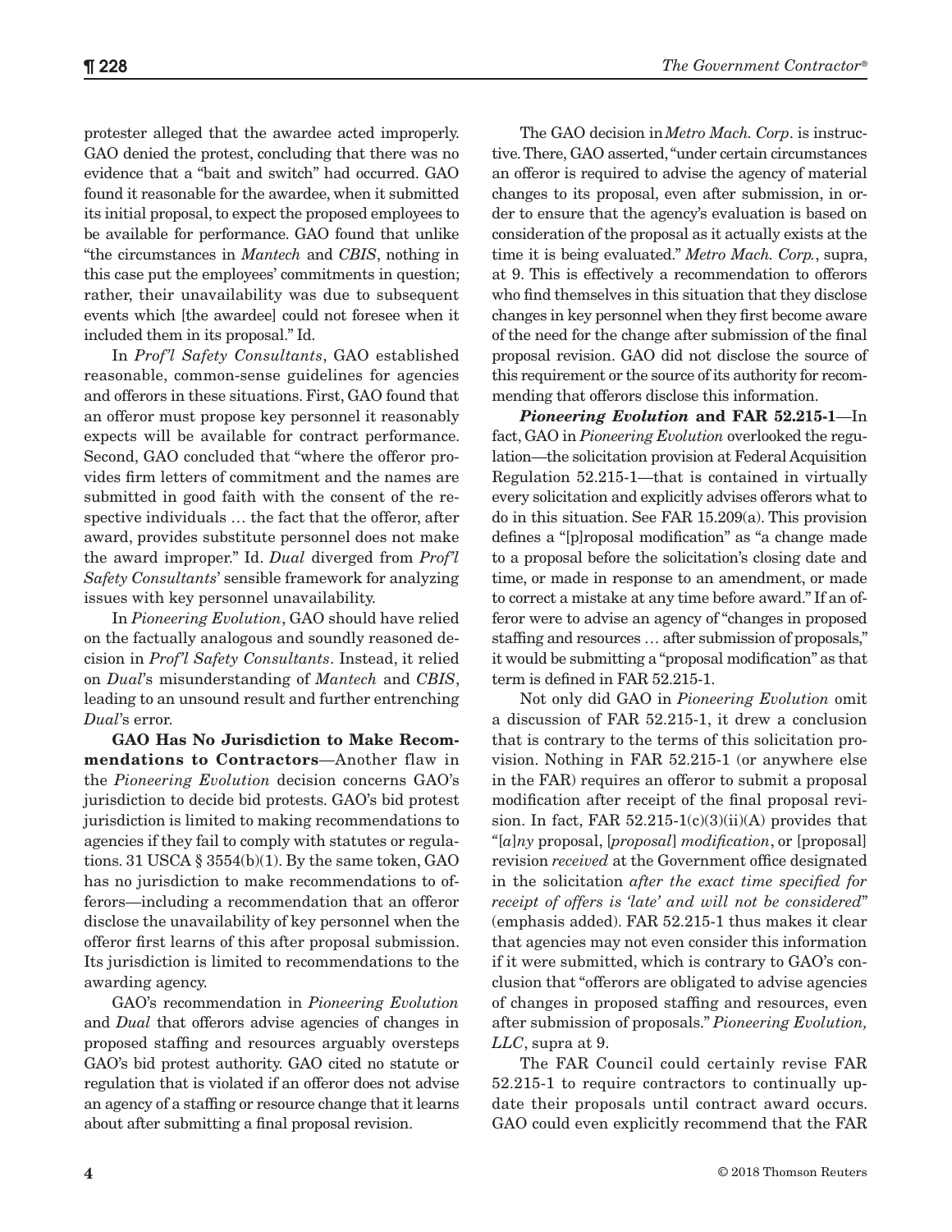protester alleged that the awardee acted improperly. GAO denied the protest, concluding that there was no evidence that a "bait and switch" had occurred. GAO found it reasonable for the awardee, when it submitted its initial proposal, to expect the proposed employees to be available for performance. GAO found that unlike "the circumstances in *Mantech* and *CBIS*, nothing in this case put the employees' commitments in question; rather, their unavailability was due to subsequent events which [the awardee] could not foresee when it included them in its proposal." Id.

In *Prof'l Safety Consultants*, GAO established reasonable, common-sense guidelines for agencies and offerors in these situations. First, GAO found that an offeror must propose key personnel it reasonably expects will be available for contract performance. Second, GAO concluded that "where the offeror provides firm letters of commitment and the names are submitted in good faith with the consent of the respective individuals … the fact that the offeror, after award, provides substitute personnel does not make the award improper." Id. *Dual* diverged from *Prof'l Safety Consultants*' sensible framework for analyzing issues with key personnel unavailability.

In *Pioneering Evolution*, GAO should have relied on the factually analogous and soundly reasoned decision in *Prof'l Safety Consultants*. Instead, it relied on *Dual*'s misunderstanding of *Mantech* and *CBIS*, leading to an unsound result and further entrenching *Dual*'s error.

**GAO Has No Jurisdiction to Make Recommendations to Contractors**—Another flaw in the *Pioneering Evolution* decision concerns GAO's jurisdiction to decide bid protests. GAO's bid protest jurisdiction is limited to making recommendations to agencies if they fail to comply with statutes or regulations. 31 USCA § 3554(b)(1). By the same token, GAO has no jurisdiction to make recommendations to offerors—including a recommendation that an offeror disclose the unavailability of key personnel when the offeror first learns of this after proposal submission. Its jurisdiction is limited to recommendations to the awarding agency.

GAO's recommendation in *Pioneering Evolution* and *Dual* that offerors advise agencies of changes in proposed staffing and resources arguably oversteps GAO's bid protest authority. GAO cited no statute or regulation that is violated if an offeror does not advise an agency of a staffing or resource change that it learns about after submitting a final proposal revision.

The GAO decision in *Metro Mach. Corp*. is instructive. There, GAO asserted, "under certain circumstances an offeror is required to advise the agency of material changes to its proposal, even after submission, in order to ensure that the agency's evaluation is based on consideration of the proposal as it actually exists at the time it is being evaluated." *Metro Mach. Corp.*, supra, at 9. This is effectively a recommendation to offerors who find themselves in this situation that they disclose changes in key personnel when they first become aware of the need for the change after submission of the final proposal revision. GAO did not disclose the source of this requirement or the source of its authority for recommending that offerors disclose this information.

***Pioneering Evolution* and FAR 52.215-1**—In fact, GAO in *Pioneering Evolution* overlooked the regulation—the solicitation provision at Federal Acquisition Regulation 52.215-1—that is contained in virtually every solicitation and explicitly advises offerors what to do in this situation. See FAR 15.209(a). This provision defines a "[p]roposal modification" as "a change made to a proposal before the solicitation's closing date and time, or made in response to an amendment, or made to correct a mistake at any time before award." If an offeror were to advise an agency of "changes in proposed staffing and resources … after submission of proposals," it would be submitting a "proposal modification" as that term is defined in FAR 52.215-1.

Not only did GAO in *Pioneering Evolution* omit a discussion of FAR 52.215-1, it drew a conclusion that is contrary to the terms of this solicitation provision. Nothing in FAR 52.215-1 (or anywhere else in the FAR) requires an offeror to submit a proposal modification after receipt of the final proposal revision. In fact, FAR 52.215-1(c)(3)(ii)(A) provides that "[*a*]*ny* proposal, [*proposal*] *modification*, or [proposal] revision *received* at the Government office designated in the solicitation *after the exact time specified for receipt of offers is 'late' and will not be considered*" (emphasis added). FAR 52.215-1 thus makes it clear that agencies may not even consider this information if it were submitted, which is contrary to GAO's conclusion that "offerors are obligated to advise agencies of changes in proposed staffing and resources, even after submission of proposals." *Pioneering Evolution, LLC*, supra at 9.

The FAR Council could certainly revise FAR 52.215-1 to require contractors to continually update their proposals until contract award occurs. GAO could even explicitly recommend that the FAR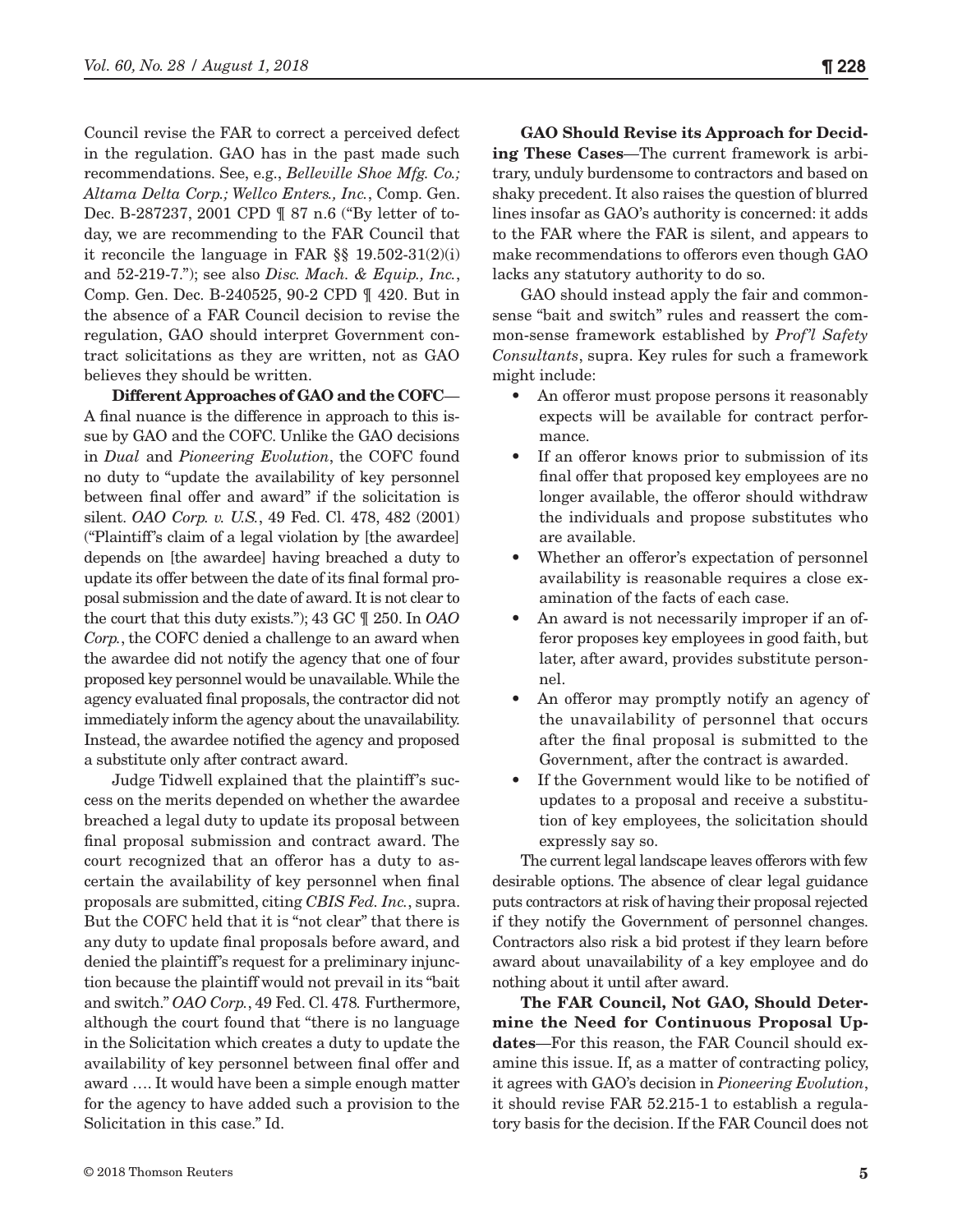Council revise the FAR to correct a perceived defect in the regulation. GAO has in the past made such recommendations. See, e.g., *Belleville Shoe Mfg. Co.; Altama Delta Corp.; Wellco Enters., Inc.*, Comp. Gen. Dec. B-287237, 2001 CPD ¶ 87 n.6 ("By letter of today, we are recommending to the FAR Council that it reconcile the language in FAR §§ 19.502-31(2)(i) and 52-219-7."); see also *Disc. Mach. & Equip., Inc.*, Comp. Gen. Dec. B-240525, 90-2 CPD ¶ 420. But in the absence of a FAR Council decision to revise the regulation, GAO should interpret Government contract solicitations as they are written, not as GAO believes they should be written.

**Different Approaches of GAO and the COFC**—A final nuance is the difference in approach to this issue by GAO and the COFC. Unlike the GAO decisions in *Dual* and *Pioneering Evolution*, the COFC found no duty to "update the availability of key personnel between final offer and award" if the solicitation is silent. *OAO Corp. v. U.S.*, 49 Fed. Cl. 478, 482 (2001) ("Plaintiff's claim of a legal violation by [the awardee] depends on [the awardee] having breached a duty to update its offer between the date of its final formal proposal submission and the date of award. It is not clear to the court that this duty exists."); 43 GC ¶ 250. In *OAO Corp.*, the COFC denied a challenge to an award when the awardee did not notify the agency that one of four proposed key personnel would be unavailable. While the agency evaluated final proposals, the contractor did not immediately inform the agency about the unavailability. Instead, the awardee notified the agency and proposed a substitute only after contract award.

Judge Tidwell explained that the plaintiff's success on the merits depended on whether the awardee breached a legal duty to update its proposal between final proposal submission and contract award. The court recognized that an offeror has a duty to ascertain the availability of key personnel when final proposals are submitted, citing *CBIS Fed. Inc.*, supra. But the COFC held that it is "not clear" that there is any duty to update final proposals before award, and denied the plaintiff's request for a preliminary injunction because the plaintiff would not prevail in its "bait and switch." *OAO Corp.*, 49 Fed. Cl. 478. Furthermore, although the court found that "there is no language in the Solicitation which creates a duty to update the availability of key personnel between final offer and award …. It would have been a simple enough matter for the agency to have added such a provision to the Solicitation in this case." Id.

**GAO Should Revise its Approach for Deciding These Cases**—The current framework is arbitrary, unduly burdensome to contractors and based on shaky precedent. It also raises the question of blurred lines insofar as GAO's authority is concerned: it adds to the FAR where the FAR is silent, and appears to make recommendations to offerors even though GAO lacks any statutory authority to do so.

GAO should instead apply the fair and commonsense "bait and switch" rules and reassert the common-sense framework established by *Prof'l Safety Consultants*, supra. Key rules for such a framework might include:

- An offeror must propose persons it reasonably expects will be available for contract performance.
- If an offeror knows prior to submission of its final offer that proposed key employees are no longer available, the offeror should withdraw the individuals and propose substitutes who are available.
- Whether an offeror's expectation of personnel availability is reasonable requires a close examination of the facts of each case.
- An award is not necessarily improper if an offeror proposes key employees in good faith, but later, after award, provides substitute personnel.
- An offeror may promptly notify an agency of the unavailability of personnel that occurs after the final proposal is submitted to the Government, after the contract is awarded.
- If the Government would like to be notified of updates to a proposal and receive a substitution of key employees, the solicitation should expressly say so.

The current legal landscape leaves offerors with few desirable options. The absence of clear legal guidance puts contractors at risk of having their proposal rejected if they notify the Government of personnel changes. Contractors also risk a bid protest if they learn before award about unavailability of a key employee and do nothing about it until after award.

**The FAR Council, Not GAO, Should Determine the Need for Continuous Proposal Updates**—For this reason, the FAR Council should examine this issue. If, as a matter of contracting policy, it agrees with GAO's decision in *Pioneering Evolution*, it should revise FAR 52.215-1 to establish a regulatory basis for the decision. If the FAR Council does not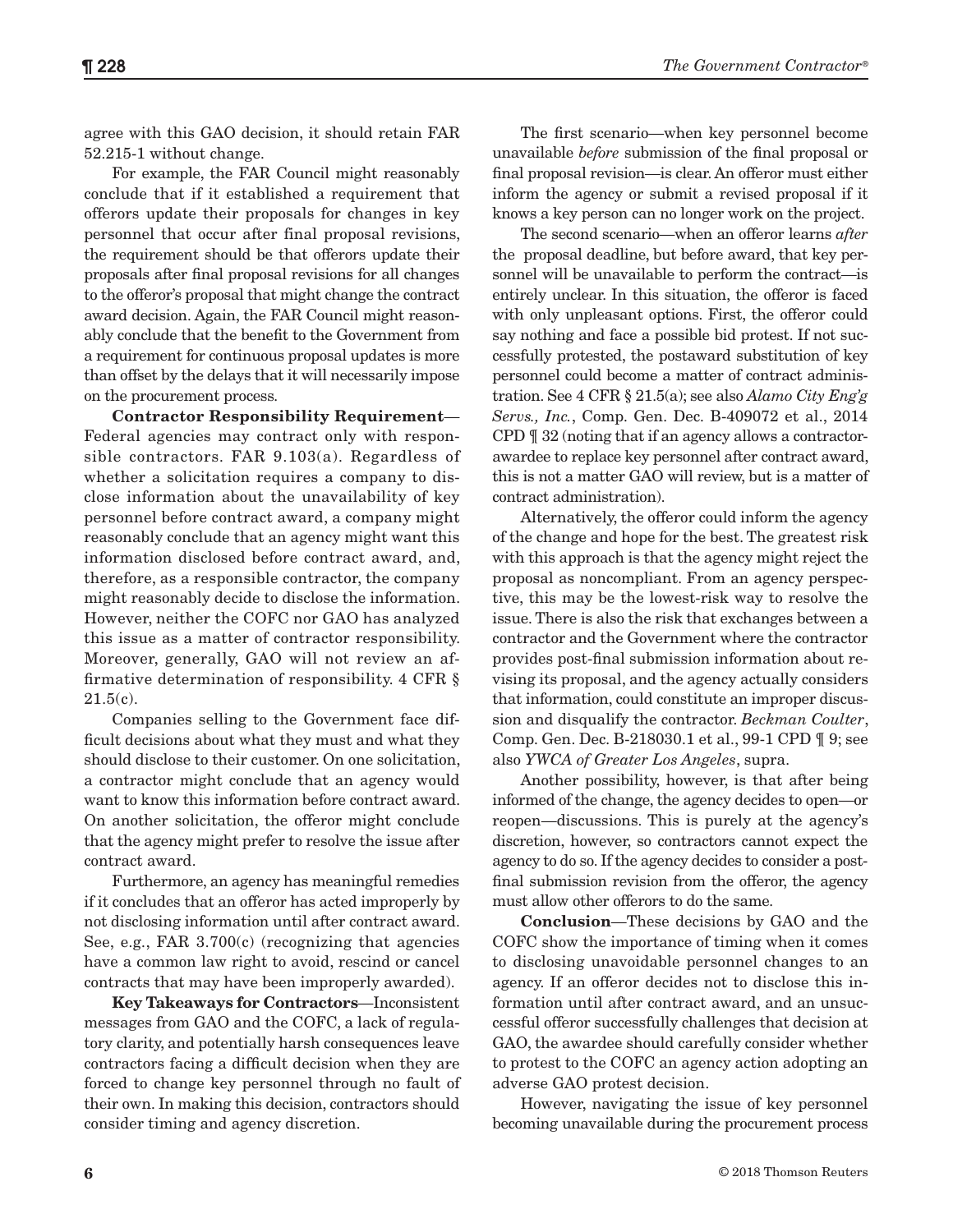agree with this GAO decision, it should retain FAR 52.215-1 without change.

For example, the FAR Council might reasonably conclude that if it established a requirement that offerors update their proposals for changes in key personnel that occur after final proposal revisions, the requirement should be that offerors update their proposals after final proposal revisions for all changes to the offeror's proposal that might change the contract award decision. Again, the FAR Council might reasonably conclude that the benefit to the Government from a requirement for continuous proposal updates is more than offset by the delays that it will necessarily impose on the procurement process.

**Contractor Responsibility Requirement**—Federal agencies may contract only with responsible contractors. FAR 9.103(a). Regardless of whether a solicitation requires a company to disclose information about the unavailability of key personnel before contract award, a company might reasonably conclude that an agency might want this information disclosed before contract award, and, therefore, as a responsible contractor, the company might reasonably decide to disclose the information. However, neither the COFC nor GAO has analyzed this issue as a matter of contractor responsibility. Moreover, generally, GAO will not review an affirmative determination of responsibility. 4 CFR § 21.5(c).

Companies selling to the Government face difficult decisions about what they must and what they should disclose to their customer. On one solicitation, a contractor might conclude that an agency would want to know this information before contract award. On another solicitation, the offeror might conclude that the agency might prefer to resolve the issue after contract award.

Furthermore, an agency has meaningful remedies if it concludes that an offeror has acted improperly by not disclosing information until after contract award. See, e.g., FAR 3.700(c) (recognizing that agencies have a common law right to avoid, rescind or cancel contracts that may have been improperly awarded).

**Key Takeaways for Contractors**—Inconsistent messages from GAO and the COFC, a lack of regulatory clarity, and potentially harsh consequences leave contractors facing a difficult decision when they are forced to change key personnel through no fault of their own. In making this decision, contractors should consider timing and agency discretion.

The first scenario—when key personnel become unavailable *before* submission of the final proposal or final proposal revision—is clear. An offeror must either inform the agency or submit a revised proposal if it knows a key person can no longer work on the project.

The second scenario—when an offeror learns *after* the proposal deadline, but before award, that key personnel will be unavailable to perform the contract—is entirely unclear. In this situation, the offeror is faced with only unpleasant options. First, the offeror could say nothing and face a possible bid protest. If not successfully protested, the postaward substitution of key personnel could become a matter of contract administration. See 4 CFR § 21.5(a); see also *Alamo City Eng'g Servs., Inc.*, Comp. Gen. Dec. B-409072 et al., 2014 CPD ¶ 32 (noting that if an agency allows a contractor-awardee to replace key personnel after contract award, this is not a matter GAO will review, but is a matter of contract administration).

Alternatively, the offeror could inform the agency of the change and hope for the best. The greatest risk with this approach is that the agency might reject the proposal as noncompliant. From an agency perspective, this may be the lowest-risk way to resolve the issue. There is also the risk that exchanges between a contractor and the Government where the contractor provides post-final submission information about revising its proposal, and the agency actually considers that information, could constitute an improper discussion and disqualify the contractor. *Beckman Coulter*, Comp. Gen. Dec. B-218030.1 et al., 99-1 CPD ¶ 9; see also *YWCA of Greater Los Angeles*, supra.

Another possibility, however, is that after being informed of the change, the agency decides to open—or reopen—discussions. This is purely at the agency's discretion, however, so contractors cannot expect the agency to do so. If the agency decides to consider a post-final submission revision from the offeror, the agency must allow other offerors to do the same.

**Conclusion**—These decisions by GAO and the COFC show the importance of timing when it comes to disclosing unavoidable personnel changes to an agency. If an offeror decides not to disclose this information until after contract award, and an unsuccessful offeror successfully challenges that decision at GAO, the awardee should carefully consider whether to protest to the COFC an agency action adopting an adverse GAO protest decision.

However, navigating the issue of key personnel becoming unavailable during the procurement process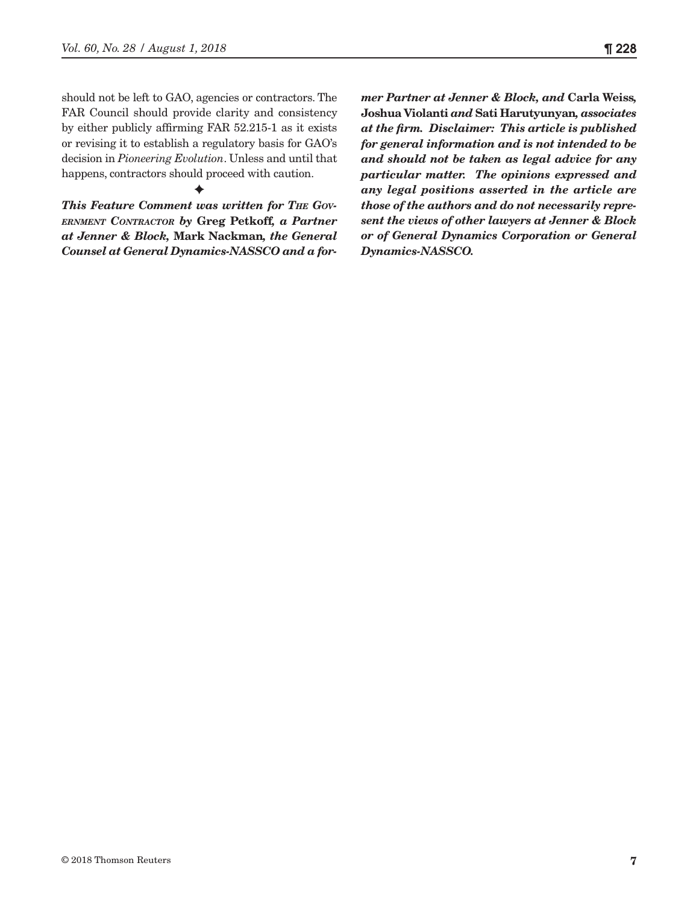should not be left to GAO, agencies or contractors. The FAR Council should provide clarity and consistency by either publicly affirming FAR 52.215-1 as it exists or revising it to establish a regulatory basis for GAO's decision in *Pioneering Evolution*. Unless and until that happens, contractors should proceed with caution.

✦

***This Feature Comment was written for The Government Contractor by* Greg Petkoff*, a Partner at Jenner & Block,* Mark Nackman*, the General Counsel at General Dynamics-NASSCO and a former Partner at Jenner & Block, and* Carla Weiss*,* Joshua Violanti *and* Sati Harutyunyan*, associates at the firm. Disclaimer: This article is published for general information and is not intended to be and should not be taken as legal advice for any particular matter. The opinions expressed and any legal positions asserted in the article are those of the authors and do not necessarily represent the views of other lawyers at Jenner & Block or of General Dynamics Corporation or General Dynamics-NASSCO.***